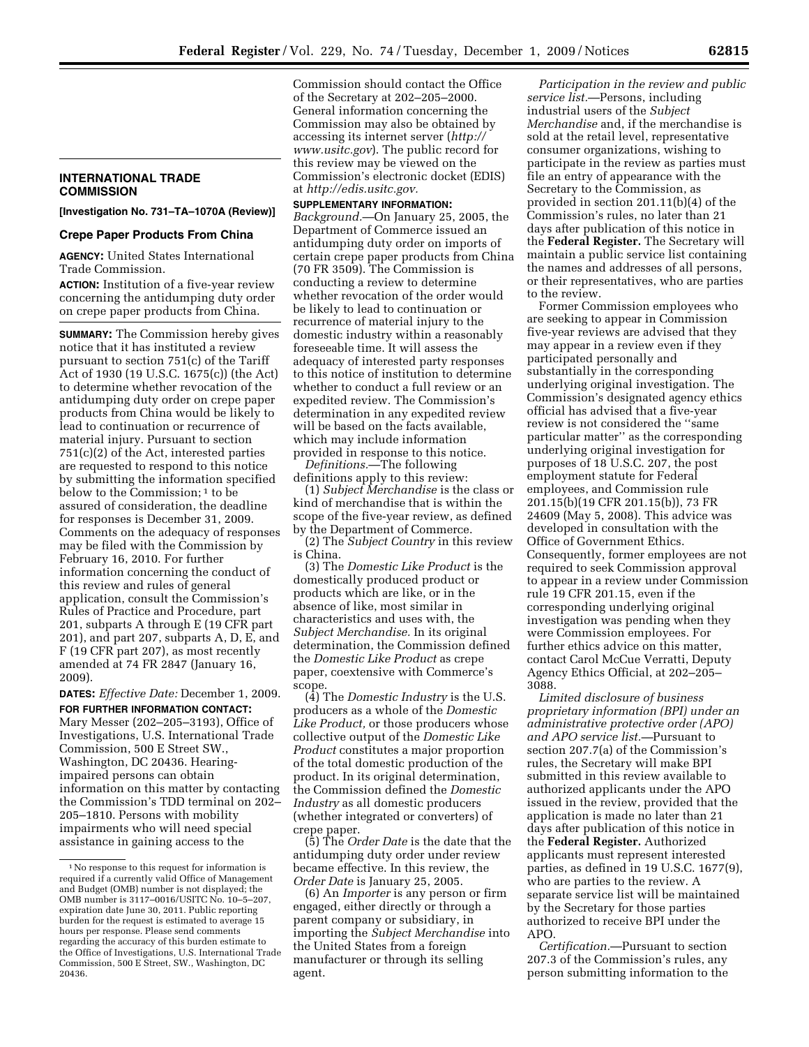## INTERNATIONAL TRADE COMMISSION

**[Investigation No. 731–TA–1070A (Review)]**

### Crepe Paper Products From China

**AGENCY:** United States International Trade Commission.

**ACTION:** Institution of a five-year review concerning the antidumping duty order on crepe paper products from China.

**SUMMARY:** The Commission hereby gives notice that it has instituted a review pursuant to section 751(c) of the Tariff Act of 1930 (19 U.S.C. 1675(c)) (the Act) to determine whether revocation of the antidumping duty order on crepe paper products from China would be likely to lead to continuation or recurrence of material injury. Pursuant to section 751(c)(2) of the Act, interested parties are requested to respond to this notice by submitting the information specified below to the Commission; [1] to be assured of consideration, the deadline for responses is December 31, 2009. Comments on the adequacy of responses may be filed with the Commission by February 16, 2010. For further information concerning the conduct of this review and rules of general application, consult the Commission's Rules of Practice and Procedure, part 201, subparts A through E (19 CFR part 201), and part 207, subparts A, D, E, and F (19 CFR part 207), as most recently amended at 74 FR 2847 (January 16, 2009).

**DATES:** *Effective Date:* December 1, 2009.

**FOR FURTHER INFORMATION CONTACT:** Mary Messer (202–205–3193), Office of Investigations, U.S. International Trade Commission, 500 E Street SW., Washington, DC 20436. Hearing-impaired persons can obtain information on this matter by contacting the Commission's TDD terminal on 202–205–1810. Persons with mobility impairments who will need special assistance in gaining access to the Commission should contact the Office of the Secretary at 202–205–2000. General information concerning the Commission may also be obtained by accessing its internet server (*http://www.usitc.gov*). The public record for this review may be viewed on the Commission's electronic docket (EDIS) at *http://edis.usitc.gov.*

**SUPPLEMENTARY INFORMATION:**

*Background.*—On January 25, 2005, the Department of Commerce issued an antidumping duty order on imports of certain crepe paper products from China (70 FR 3509). The Commission is conducting a review to determine whether revocation of the order would be likely to lead to continuation or recurrence of material injury to the domestic industry within a reasonably foreseeable time. It will assess the adequacy of interested party responses to this notice of institution to determine whether to conduct a full review or an expedited review. The Commission's determination in any expedited review will be based on the facts available, which may include information provided in response to this notice.

*Definitions.*—The following definitions apply to this review:

(1) *Subject Merchandise* is the class or kind of merchandise that is within the scope of the five-year review, as defined by the Department of Commerce.

(2) The *Subject Country* in this review is China.

(3) The *Domestic Like Product* is the domestically produced product or products which are like, or in the absence of like, most similar in characteristics and uses with, the *Subject Merchandise.* In its original determination, the Commission defined the *Domestic Like Product* as crepe paper, coextensive with Commerce's scope.

(4) The *Domestic Industry* is the U.S. producers as a whole of the *Domestic Like Product,* or those producers whose collective output of the *Domestic Like Product* constitutes a major proportion of the total domestic production of the product. In its original determination, the Commission defined the *Domestic Industry* as all domestic producers (whether integrated or converters) of crepe paper.

(5) The *Order Date* is the date that the antidumping duty order under review became effective. In this review, the *Order Date* is January 25, 2005.

(6) An *Importer* is any person or firm engaged, either directly or through a parent company or subsidiary, in importing the *Subject Merchandise* into the United States from a foreign manufacturer or through its selling agent.

*Participation in the review and public service list.*—Persons, including industrial users of the *Subject Merchandise* and, if the merchandise is sold at the retail level, representative consumer organizations, wishing to participate in the review as parties must file an entry of appearance with the Secretary to the Commission, as provided in section 201.11(b)(4) of the Commission's rules, no later than 21 days after publication of this notice in the **Federal Register.** The Secretary will maintain a public service list containing the names and addresses of all persons, or their representatives, who are parties to the review.

Former Commission employees who are seeking to appear in Commission five-year reviews are advised that they may appear in a review even if they participated personally and substantially in the corresponding underlying original investigation. The Commission's designated agency ethics official has advised that a five-year review is not considered the "same particular matter" as the corresponding underlying original investigation for purposes of 18 U.S.C. 207, the post employment statute for Federal employees, and Commission rule 201.15(b)(19 CFR 201.15(b)), 73 FR 24609 (May 5, 2008). This advice was developed in consultation with the Office of Government Ethics. Consequently, former employees are not required to seek Commission approval to appear in a review under Commission rule 19 CFR 201.15, even if the corresponding underlying original investigation was pending when they were Commission employees. For further ethics advice on this matter, contact Carol McCue Verratti, Deputy Agency Ethics Official, at 202–205–3088.

*Limited disclosure of business proprietary information (BPI) under an administrative protective order (APO) and APO service list.*—Pursuant to section 207.7(a) of the Commission's rules, the Secretary will make BPI submitted in this review available to authorized applicants under the APO issued in the review, provided that the application is made no later than 21 days after publication of this notice in the **Federal Register.** Authorized applicants must represent interested parties, as defined in 19 U.S.C. 1677(9), who are parties to the review. A separate service list will be maintained by the Secretary for those parties authorized to receive BPI under the APO.

*Certification.*—Pursuant to section 207.3 of the Commission's rules, any person submitting information to the

---

[1] No response to this request for information is required if a currently valid Office of Management and Budget (OMB) number is not displayed; the OMB number is 3117–0016/USITC No. 10–5–207, expiration date June 30, 2011. Public reporting burden for the request is estimated to average 15 hours per response. Please send comments regarding the accuracy of this burden estimate to the Office of Investigations, U.S. International Trade Commission, 500 E Street, SW., Washington, DC 20436.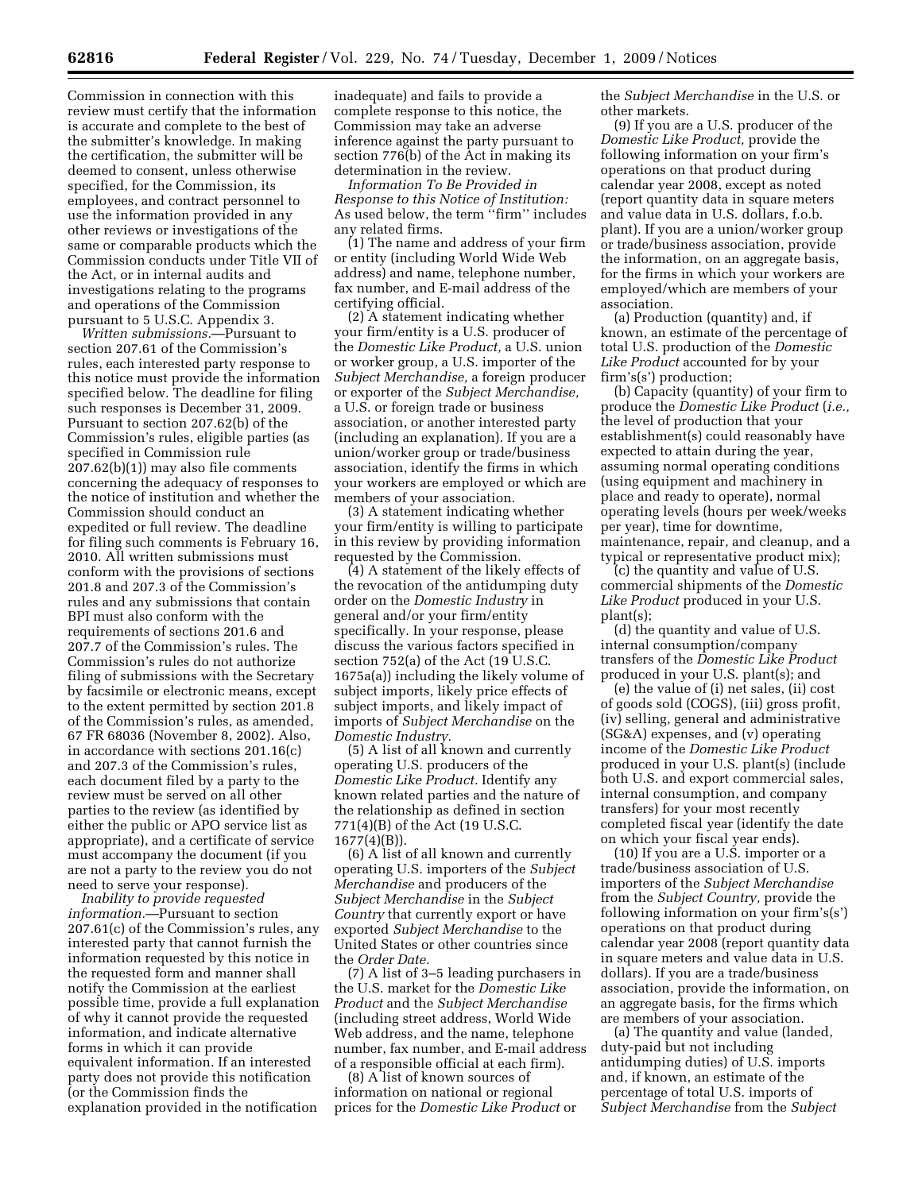Commission in connection with this review must certify that the information is accurate and complete to the best of the submitter's knowledge. In making the certification, the submitter will be deemed to consent, unless otherwise specified, for the Commission, its employees, and contract personnel to use the information provided in any other reviews or investigations of the same or comparable products which the Commission conducts under Title VII of the Act, or in internal audits and investigations relating to the programs and operations of the Commission pursuant to 5 U.S.C. Appendix 3.

*Written submissions.*—Pursuant to section 207.61 of the Commission's rules, each interested party response to this notice must provide the information specified below. The deadline for filing such responses is December 31, 2009. Pursuant to section 207.62(b) of the Commission's rules, eligible parties (as specified in Commission rule 207.62(b)(1)) may also file comments concerning the adequacy of responses to the notice of institution and whether the Commission should conduct an expedited or full review. The deadline for filing such comments is February 16, 2010. All written submissions must conform with the provisions of sections 201.8 and 207.3 of the Commission's rules and any submissions that contain BPI must also conform with the requirements of sections 201.6 and 207.7 of the Commission's rules. The Commission's rules do not authorize filing of submissions with the Secretary by facsimile or electronic means, except to the extent permitted by section 201.8 of the Commission's rules, as amended, 67 FR 68036 (November 8, 2002). Also, in accordance with sections 201.16(c) and 207.3 of the Commission's rules, each document filed by a party to the review must be served on all other parties to the review (as identified by either the public or APO service list as appropriate), and a certificate of service must accompany the document (if you are not a party to the review you do not need to serve your response).

*Inability to provide requested information.*—Pursuant to section 207.61(c) of the Commission's rules, any interested party that cannot furnish the information requested by this notice in the requested form and manner shall notify the Commission at the earliest possible time, provide a full explanation of why it cannot provide the requested information, and indicate alternative forms in which it can provide equivalent information. If an interested party does not provide this notification (or the Commission finds the explanation provided in the notification inadequate) and fails to provide a complete response to this notice, the Commission may take an adverse inference against the party pursuant to section 776(b) of the Act in making its determination in the review.

*Information To Be Provided in Response to this Notice of Institution:* As used below, the term "firm" includes any related firms.

(1) The name and address of your firm or entity (including World Wide Web address) and name, telephone number, fax number, and E-mail address of the certifying official.

(2) A statement indicating whether your firm/entity is a U.S. producer of the *Domestic Like Product,* a U.S. union or worker group, a U.S. importer of the *Subject Merchandise,* a foreign producer or exporter of the *Subject Merchandise,* a U.S. or foreign trade or business association, or another interested party (including an explanation). If you are a union/worker group or trade/business association, identify the firms in which your workers are employed or which are members of your association.

(3) A statement indicating whether your firm/entity is willing to participate in this review by providing information requested by the Commission.

(4) A statement of the likely effects of the revocation of the antidumping duty order on the *Domestic Industry* in general and/or your firm/entity specifically. In your response, please discuss the various factors specified in section 752(a) of the Act (19 U.S.C. 1675a(a)) including the likely volume of subject imports, likely price effects of subject imports, and likely impact of imports of *Subject Merchandise* on the *Domestic Industry.*

(5) A list of all known and currently operating U.S. producers of the *Domestic Like Product.* Identify any known related parties and the nature of the relationship as defined in section 771(4)(B) of the Act (19 U.S.C. 1677(4)(B)).

(6) A list of all known and currently operating U.S. importers of the *Subject Merchandise* and producers of the *Subject Merchandise* in the *Subject Country* that currently export or have exported *Subject Merchandise* to the United States or other countries since the *Order Date.*

(7) A list of 3–5 leading purchasers in the U.S. market for the *Domestic Like Product* and the *Subject Merchandise* (including street address, World Wide Web address, and the name, telephone number, fax number, and E-mail address of a responsible official at each firm).

(8) A list of known sources of information on national or regional prices for the *Domestic Like Product* or the *Subject Merchandise* in the U.S. or other markets.

(9) If you are a U.S. producer of the *Domestic Like Product,* provide the following information on your firm's operations on that product during calendar year 2008, except as noted (report quantity data in square meters and value data in U.S. dollars, f.o.b. plant). If you are a union/worker group or trade/business association, provide the information, on an aggregate basis, for the firms in which your workers are employed/which are members of your association.

(a) Production (quantity) and, if known, an estimate of the percentage of total U.S. production of the *Domestic Like Product* accounted for by your firm's(s') production;

(b) Capacity (quantity) of your firm to produce the *Domestic Like Product* (*i.e.,* the level of production that your establishment(s) could reasonably have expected to attain during the year, assuming normal operating conditions (using equipment and machinery in place and ready to operate), normal operating levels (hours per week/weeks per year), time for downtime, maintenance, repair, and cleanup, and a typical or representative product mix);

(c) the quantity and value of U.S. commercial shipments of the *Domestic Like Product* produced in your U.S. plant(s);

(d) the quantity and value of U.S. internal consumption/company transfers of the *Domestic Like Product* produced in your U.S. plant(s); and

(e) the value of (i) net sales, (ii) cost of goods sold (COGS), (iii) gross profit, (iv) selling, general and administrative (SG&A) expenses, and (v) operating income of the *Domestic Like Product* produced in your U.S. plant(s) (include both U.S. and export commercial sales, internal consumption, and company transfers) for your most recently completed fiscal year (identify the date on which your fiscal year ends).

(10) If you are a U.S. importer or a trade/business association of U.S. importers of the *Subject Merchandise* from the *Subject Country,* provide the following information on your firm's(s') operations on that product during calendar year 2008 (report quantity data in square meters and value data in U.S. dollars). If you are a trade/business association, provide the information, on an aggregate basis, for the firms which are members of your association.

(a) The quantity and value (landed, duty-paid but not including antidumping duties) of U.S. imports and, if known, an estimate of the percentage of total U.S. imports of *Subject Merchandise* from the *Subject*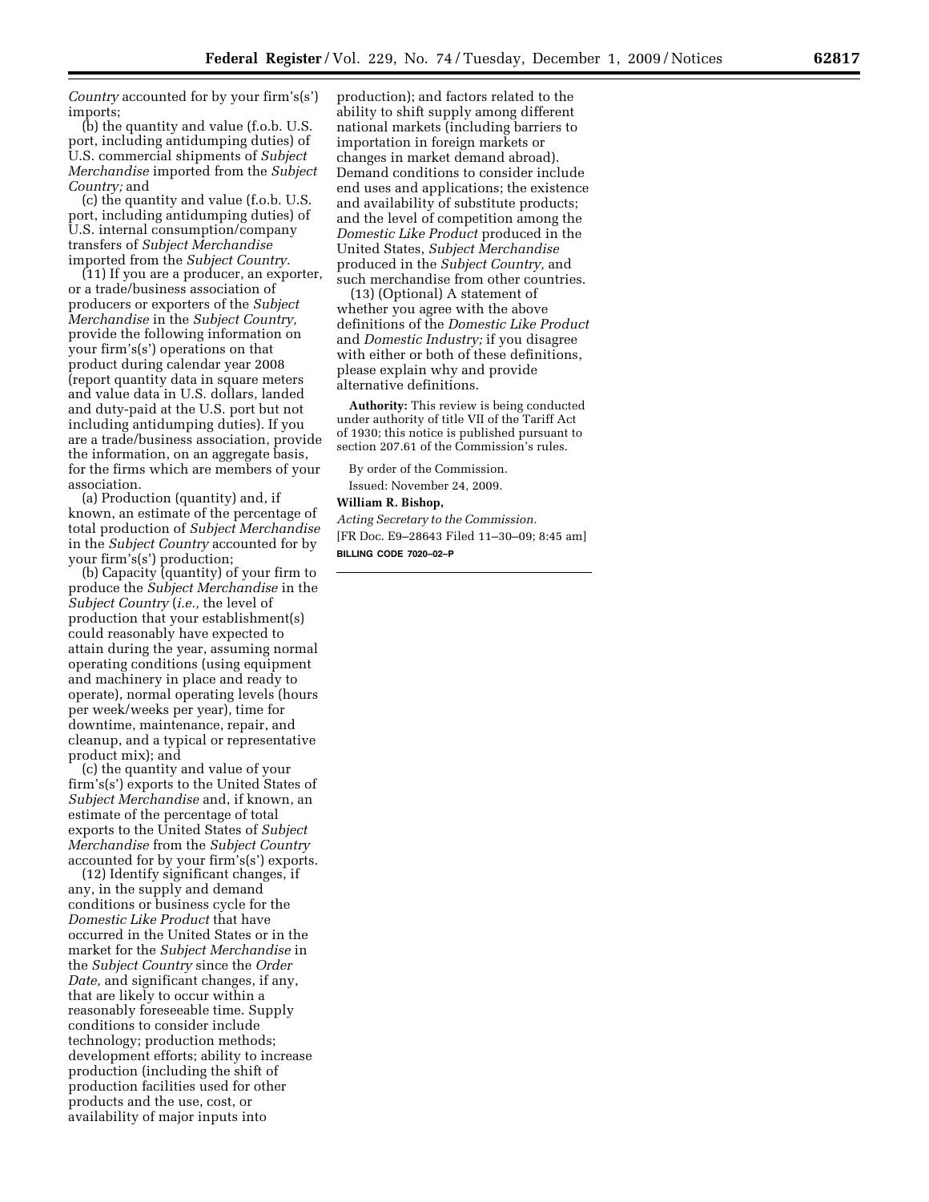*Country* accounted for by your firm's(s') imports;

(b) the quantity and value (f.o.b. U.S. port, including antidumping duties) of U.S. commercial shipments of *Subject Merchandise* imported from the *Subject Country;* and

(c) the quantity and value (f.o.b. U.S. port, including antidumping duties) of U.S. internal consumption/company transfers of *Subject Merchandise* imported from the *Subject Country.*

(11) If you are a producer, an exporter, or a trade/business association of producers or exporters of the *Subject Merchandise* in the *Subject Country,* provide the following information on your firm's(s') operations on that product during calendar year 2008 (report quantity data in square meters and value data in U.S. dollars, landed and duty-paid at the U.S. port but not including antidumping duties). If you are a trade/business association, provide the information, on an aggregate basis, for the firms which are members of your association.

(a) Production (quantity) and, if known, an estimate of the percentage of total production of *Subject Merchandise* in the *Subject Country* accounted for by your firm's(s') production;

(b) Capacity (quantity) of your firm to produce the *Subject Merchandise* in the *Subject Country* (*i.e.,* the level of production that your establishment(s) could reasonably have expected to attain during the year, assuming normal operating conditions (using equipment and machinery in place and ready to operate), normal operating levels (hours per week/weeks per year), time for downtime, maintenance, repair, and cleanup, and a typical or representative product mix); and

(c) the quantity and value of your firm's(s') exports to the United States of *Subject Merchandise* and, if known, an estimate of the percentage of total exports to the United States of *Subject Merchandise* from the *Subject Country* accounted for by your firm's(s') exports.

(12) Identify significant changes, if any, in the supply and demand conditions or business cycle for the *Domestic Like Product* that have occurred in the United States or in the market for the *Subject Merchandise* in the *Subject Country* since the *Order Date,* and significant changes, if any, that are likely to occur within a reasonably foreseeable time. Supply conditions to consider include technology; production methods; development efforts; ability to increase production (including the shift of production facilities used for other products and the use, cost, or availability of major inputs into production); and factors related to the ability to shift supply among different national markets (including barriers to importation in foreign markets or changes in market demand abroad). Demand conditions to consider include end uses and applications; the existence and availability of substitute products; and the level of competition among the *Domestic Like Product* produced in the United States, *Subject Merchandise* produced in the *Subject Country,* and such merchandise from other countries.

(13) (Optional) A statement of whether you agree with the above definitions of the *Domestic Like Product* and *Domestic Industry;* if you disagree with either or both of these definitions, please explain why and provide alternative definitions.

**Authority:** This review is being conducted under authority of title VII of the Tariff Act of 1930; this notice is published pursuant to section 207.61 of the Commission's rules.

By order of the Commission.

Issued: November 24, 2009.

**William R. Bishop,**

*Acting Secretary to the Commission.*

[FR Doc. E9–28643 Filed 11–30–09; 8:45 am]

**BILLING CODE 7020–02–P**